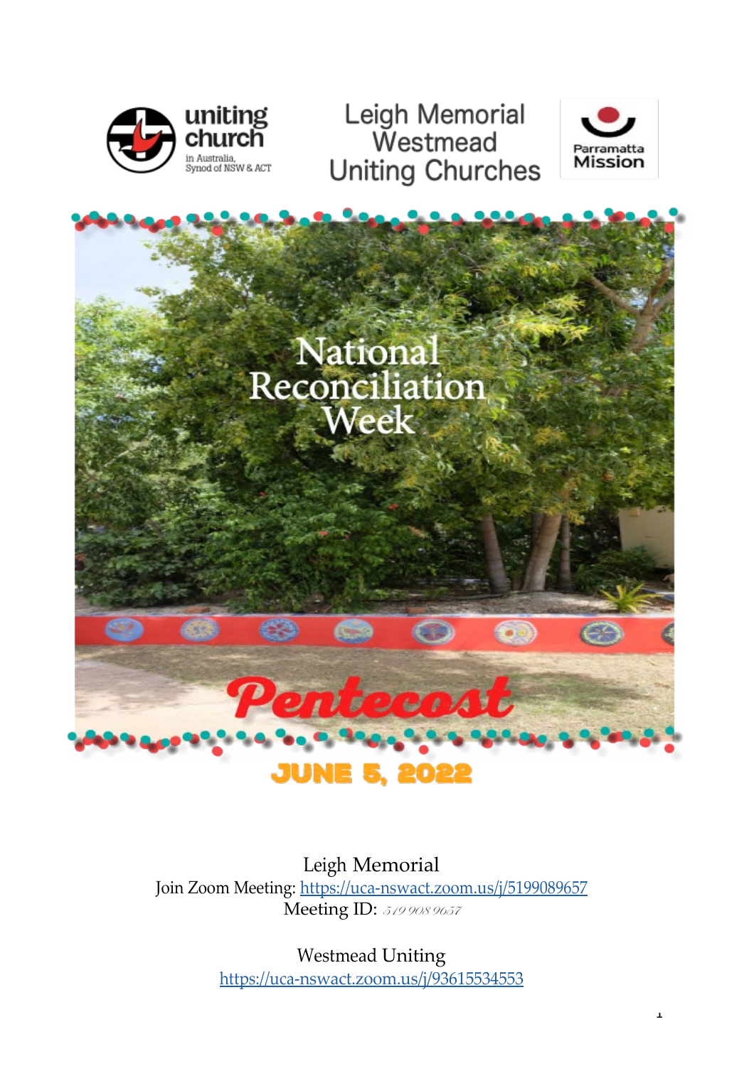uniting church in Australia, Synod of NSW & ACT

# Leigh Memorial Westmead Uniting Churches

Parramatta Mission

## National Reconciliation Week

## Pentecost

**JUNE 5, 2022**

Leigh Memorial
Join Zoom Meeting: https://uca-nswact.zoom.us/j/5199089657
Meeting ID: 519 908 9657

Westmead Uniting
https://uca-nswact.zoom.us/j/93615534553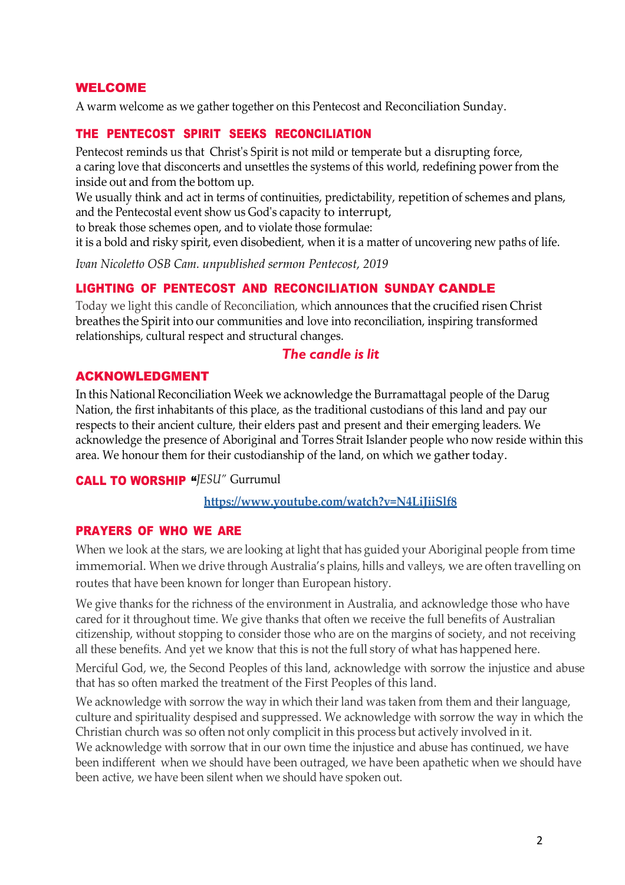## WELCOME

A warm welcome as we gather together on this Pentecost and Reconciliation Sunday.

## THE PENTECOST SPIRIT SEEKS RECONCILIATION

Pentecost reminds us that Christ's Spirit is not mild or temperate but a disrupting force,
a caring love that disconcerts and unsettles the systems of this world, redefining power from the inside out and from the bottom up.
We usually think and act in terms of continuities, predictability, repetition of schemes and plans, and the Pentecostal event show us God's capacity to interrupt,
to break those schemes open, and to violate those formulae:
it is a bold and risky spirit, even disobedient, when it is a matter of uncovering new paths of life.

*Ivan Nicoletto OSB Cam. unpublished sermon Pentecost, 2019*

## LIGHTING OF PENTECOST AND RECONCILIATION SUNDAY CANDLE

Today we light this candle of Reconciliation, which announces that the crucified risen Christ breathes the Spirit into our communities and love into reconciliation, inspiring transformed relationships, cultural respect and structural changes.

***The candle is lit***

## ACKNOWLEDGMENT

In this National Reconciliation Week we acknowledge the Burramattagal people of the Darug Nation, the first inhabitants of this place, as the traditional custodians of this land and pay our respects to their ancient culture, their elders past and present and their emerging leaders. We acknowledge the presence of Aboriginal and Torres Strait Islander people who now reside within this area. We honour them for their custodianship of the land, on which we gather today.

## CALL TO WORSHIP "*JESU*" Gurrumul

**https://www.youtube.com/watch?v=N4LiJiiSlf8**

## PRAYERS OF WHO WE ARE

When we look at the stars, we are looking at light that has guided your Aboriginal people from time immemorial. When we drive through Australia's plains, hills and valleys, we are often travelling on routes that have been known for longer than European history.

We give thanks for the richness of the environment in Australia, and acknowledge those who have cared for it throughout time. We give thanks that often we receive the full benefits of Australian citizenship, without stopping to consider those who are on the margins of society, and not receiving all these benefits. And yet we know that this is not the full story of what has happened here.

Merciful God, we, the Second Peoples of this land, acknowledge with sorrow the injustice and abuse that has so often marked the treatment of the First Peoples of this land.

We acknowledge with sorrow the way in which their land was taken from them and their language, culture and spirituality despised and suppressed. We acknowledge with sorrow the way in which the Christian church was so often not only complicit in this process but actively involved in it.
We acknowledge with sorrow that in our own time the injustice and abuse has continued, we have been indifferent when we should have been outraged, we have been apathetic when we should have been active, we have been silent when we should have spoken out.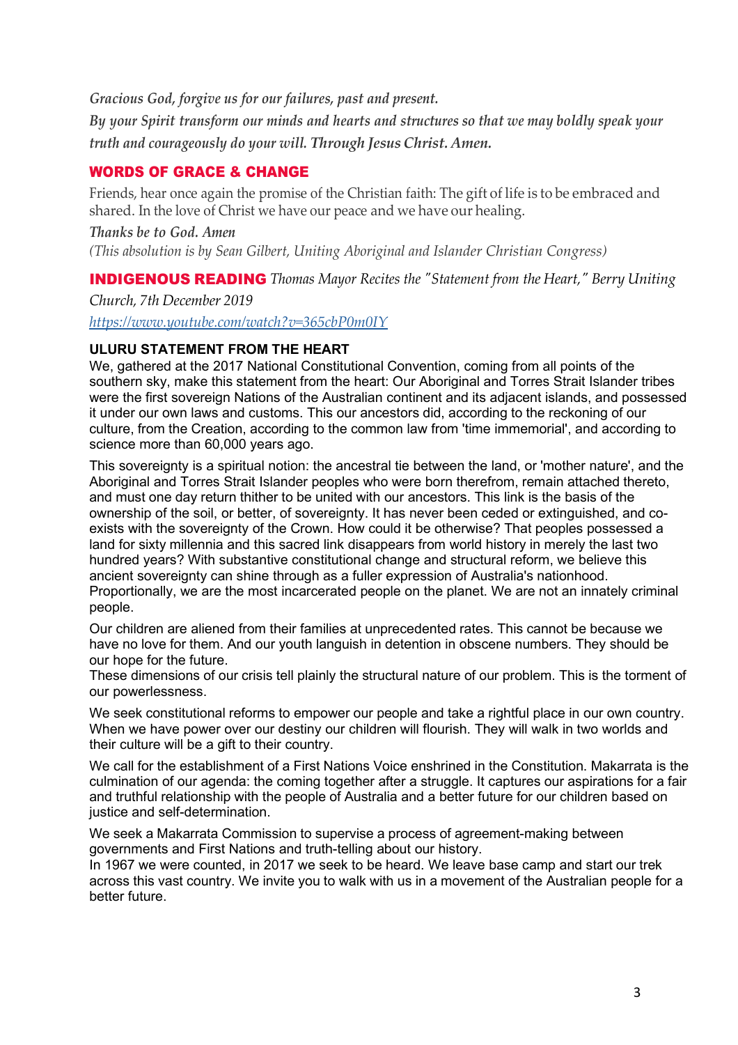*Gracious God, forgive us for our failures, past and present.*
*By your Spirit transform our minds and hearts and structures so that we may boldly speak your truth and courageously do your will.* ***Through Jesus Christ. Amen.***

## WORDS OF GRACE & CHANGE

Friends, hear once again the promise of the Christian faith: The gift of life is to be embraced and shared. In the love of Christ we have our peace and we have our healing.

***Thanks be to God. Amen***
*(This absolution is by Sean Gilbert, Uniting Aboriginal and Islander Christian Congress)*

## INDIGENOUS READING *Thomas Mayor Recites the "Statement from the Heart," Berry Uniting Church, 7th December 2019*

*https://www.youtube.com/watch?v=365cbP0m0IY*

### ULURU STATEMENT FROM THE HEART

We, gathered at the 2017 National Constitutional Convention, coming from all points of the southern sky, make this statement from the heart: Our Aboriginal and Torres Strait Islander tribes were the first sovereign Nations of the Australian continent and its adjacent islands, and possessed it under our own laws and customs. This our ancestors did, according to the reckoning of our culture, from the Creation, according to the common law from 'time immemorial', and according to science more than 60,000 years ago.

This sovereignty is a spiritual notion: the ancestral tie between the land, or 'mother nature', and the Aboriginal and Torres Strait Islander peoples who were born therefrom, remain attached thereto, and must one day return thither to be united with our ancestors. This link is the basis of the ownership of the soil, or better, of sovereignty. It has never been ceded or extinguished, and co-exists with the sovereignty of the Crown. How could it be otherwise? That peoples possessed a land for sixty millennia and this sacred link disappears from world history in merely the last two hundred years? With substantive constitutional change and structural reform, we believe this ancient sovereignty can shine through as a fuller expression of Australia's nationhood.
Proportionally, we are the most incarcerated people on the planet. We are not an innately criminal people.

Our children are aliened from their families at unprecedented rates. This cannot be because we have no love for them. And our youth languish in detention in obscene numbers. They should be our hope for the future.
These dimensions of our crisis tell plainly the structural nature of our problem. This is the torment of our powerlessness.

We seek constitutional reforms to empower our people and take a rightful place in our own country. When we have power over our destiny our children will flourish. They will walk in two worlds and their culture will be a gift to their country.

We call for the establishment of a First Nations Voice enshrined in the Constitution. Makarrata is the culmination of our agenda: the coming together after a struggle. It captures our aspirations for a fair and truthful relationship with the people of Australia and a better future for our children based on justice and self-determination.

We seek a Makarrata Commission to supervise a process of agreement-making between governments and First Nations and truth-telling about our history.
In 1967 we were counted, in 2017 we seek to be heard. We leave base camp and start our trek across this vast country. We invite you to walk with us in a movement of the Australian people for a better future.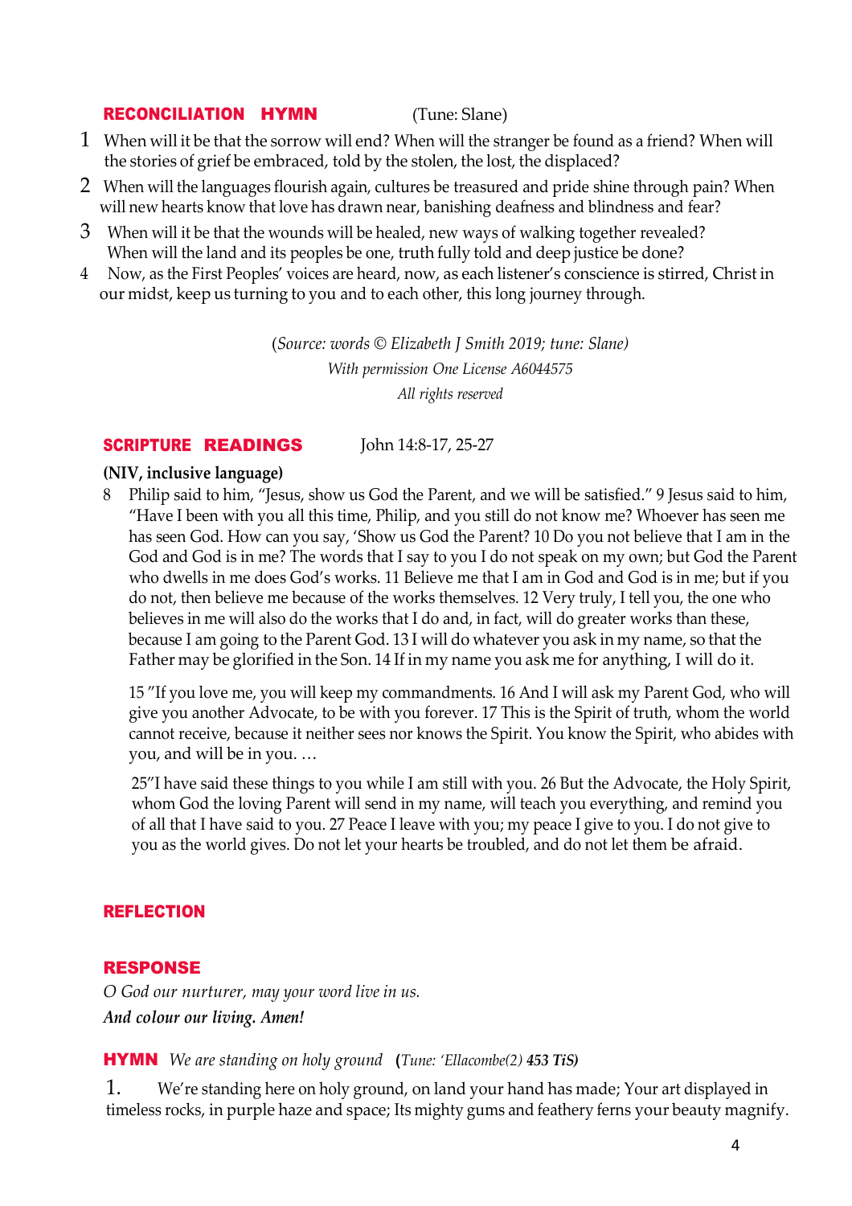## RECONCILIATION HYMN (Tune: Slane)

1 When will it be that the sorrow will end? When will the stranger be found as a friend? When will the stories of grief be embraced, told by the stolen, the lost, the displaced?

2 When will the languages flourish again, cultures be treasured and pride shine through pain? When will new hearts know that love has drawn near, banishing deafness and blindness and fear?

3 When will it be that the wounds will be healed, new ways of walking together revealed? When will the land and its peoples be one, truth fully told and deep justice be done?

4 Now, as the First Peoples' voices are heard, now, as each listener's conscience is stirred, Christ in our midst, keep us turning to you and to each other, this long journey through.

*(Source: words © Elizabeth J Smith 2019; tune: Slane)*
*With permission One License A6044575*
*All rights reserved*

## SCRIPTURE READINGS John 14:8-17, 25-27

**(NIV, inclusive language)**

8 Philip said to him, "Jesus, show us God the Parent, and we will be satisfied." 9 Jesus said to him, "Have I been with you all this time, Philip, and you still do not know me? Whoever has seen me has seen God. How can you say, 'Show us God the Parent? 10 Do you not believe that I am in the God and God is in me? The words that I say to you I do not speak on my own; but God the Parent who dwells in me does God's works. 11 Believe me that I am in God and God is in me; but if you do not, then believe me because of the works themselves. 12 Very truly, I tell you, the one who believes in me will also do the works that I do and, in fact, will do greater works than these, because I am going to the Parent God. 13 I will do whatever you ask in my name, so that the Father may be glorified in the Son. 14 If in my name you ask me for anything, I will do it.

15 "If you love me, you will keep my commandments. 16 And I will ask my Parent God, who will give you another Advocate, to be with you forever. 17 This is the Spirit of truth, whom the world cannot receive, because it neither sees nor knows the Spirit. You know the Spirit, who abides with you, and will be in you. …

25"I have said these things to you while I am still with you. 26 But the Advocate, the Holy Spirit, whom God the loving Parent will send in my name, will teach you everything, and remind you of all that I have said to you. 27 Peace I leave with you; my peace I give to you. I do not give to you as the world gives. Do not let your hearts be troubled, and do not let them be afraid.

## REFLECTION

## RESPONSE

*O God our nurturer, may your word live in us.*
***And colour our living. Amen!***

## HYMN *We are standing on holy ground* (*Tune: 'Ellacombe(2)* ***453 TiS)***

1. We're standing here on holy ground, on land your hand has made; Your art displayed in timeless rocks, in purple haze and space; Its mighty gums and feathery ferns your beauty magnify.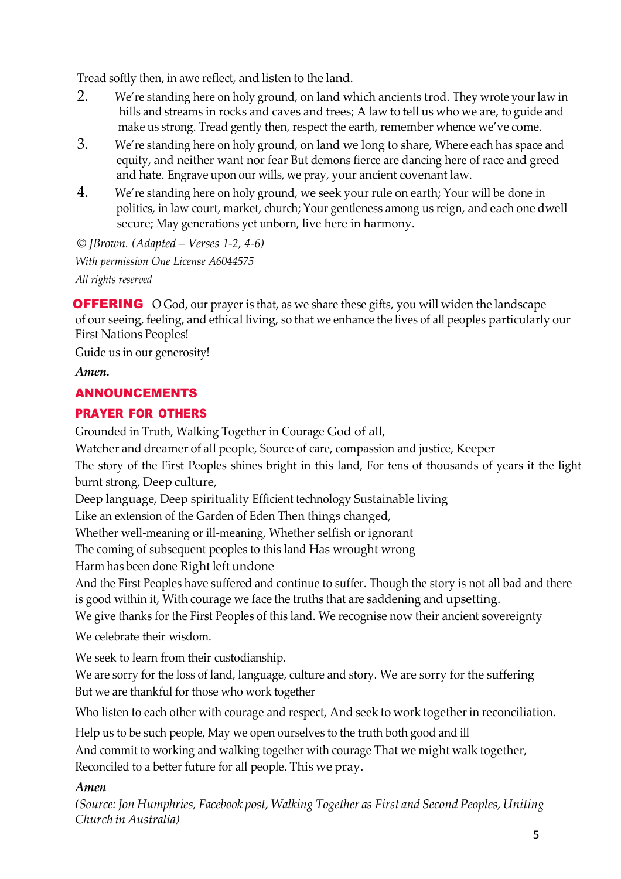Tread softly then, in awe reflect, and listen to the land.

2. We're standing here on holy ground, on land which ancients trod. They wrote your law in hills and streams in rocks and caves and trees; A law to tell us who we are, to guide and make us strong. Tread gently then, respect the earth, remember whence we've come.
3. We're standing here on holy ground, on land we long to share, Where each has space and equity, and neither want nor fear But demons fierce are dancing here of race and greed and hate. Engrave upon our wills, we pray, your ancient covenant law.
4. We're standing here on holy ground, we seek your rule on earth; Your will be done in politics, in law court, market, church; Your gentleness among us reign, and each one dwell secure; May generations yet unborn, live here in harmony.

*© JBrown. (Adapted – Verses 1-2, 4-6)*

*With permission One License A6044575*

*All rights reserved*

**OFFERING** O God, our prayer is that, as we share these gifts, you will widen the landscape of our seeing, feeling, and ethical living, so that we enhance the lives of all peoples particularly our First Nations Peoples!

Guide us in our generosity!

***Amen.***

## ANNOUNCEMENTS

## PRAYER FOR OTHERS

Grounded in Truth, Walking Together in Courage God of all,
Watcher and dreamer of all people, Source of care, compassion and justice, Keeper
The story of the First Peoples shines bright in this land, For tens of thousands of years it the light burnt strong, Deep culture,
Deep language, Deep spirituality Efficient technology Sustainable living
Like an extension of the Garden of Eden Then things changed,
Whether well-meaning or ill-meaning, Whether selfish or ignorant
The coming of subsequent peoples to this land Has wrought wrong
Harm has been done Right left undone
And the First Peoples have suffered and continue to suffer. Though the story is not all bad and there is good within it, With courage we face the truths that are saddening and upsetting.
We give thanks for the First Peoples of this land. We recognise now their ancient sovereignty

We celebrate their wisdom.

We seek to learn from their custodianship.
We are sorry for the loss of land, language, culture and story. We are sorry for the suffering
But we are thankful for those who work together

Who listen to each other with courage and respect, And seek to work together in reconciliation.

Help us to be such people, May we open ourselves to the truth both good and ill
And commit to working and walking together with courage That we might walk together,
Reconciled to a better future for all people. This we pray.

***Amen***

*(Source: Jon Humphries, Facebook post, Walking Together as First and Second Peoples, Uniting Church in Australia)*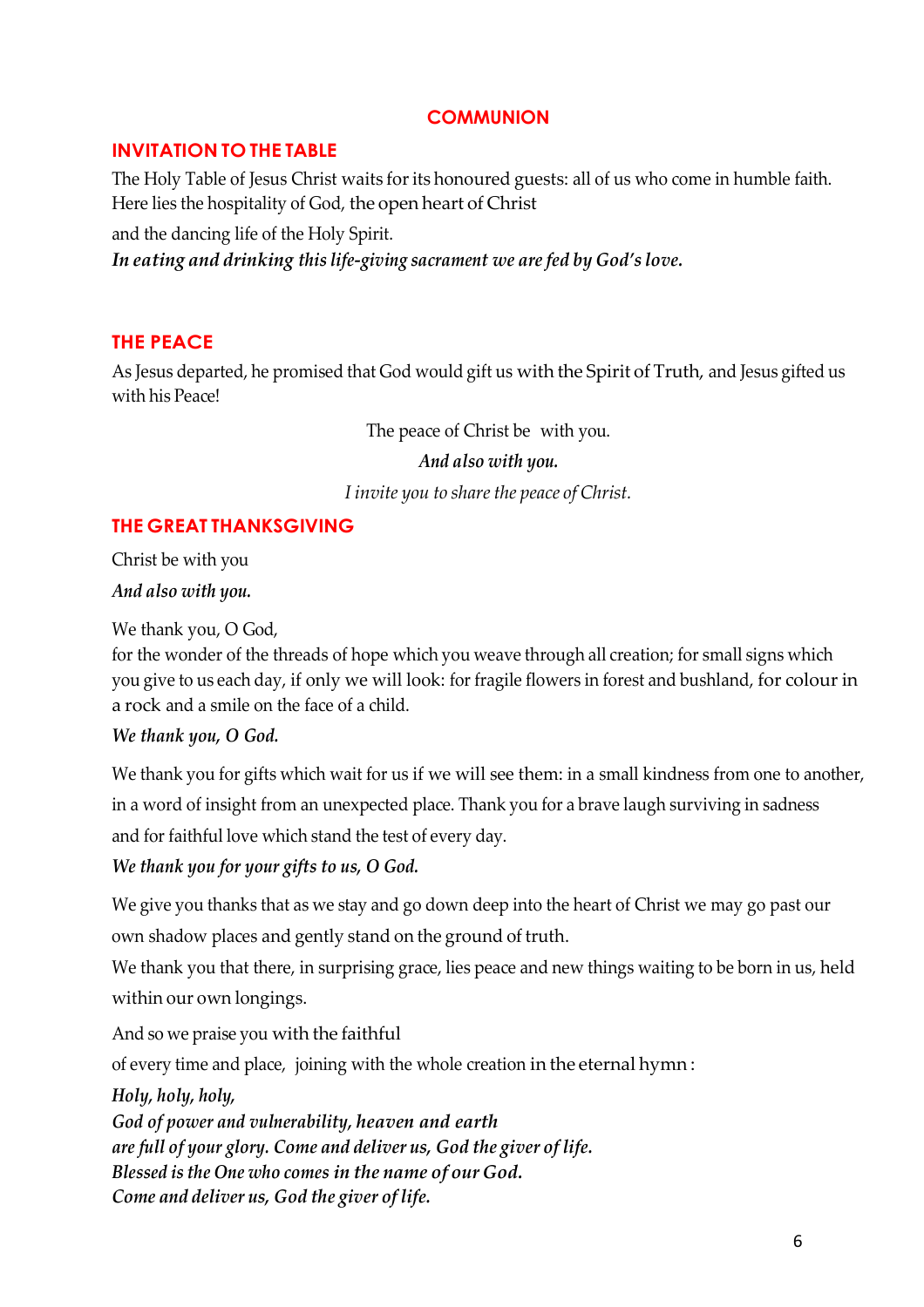# COMMUNION

## INVITATION TO THE TABLE

The Holy Table of Jesus Christ waits for its honoured guests: all of us who come in humble faith. Here lies the hospitality of God, the open heart of Christ

and the dancing life of the Holy Spirit.

***In eating and drinking this life-giving sacrament we are fed by God's love.***

## THE PEACE

As Jesus departed, he promised that God would gift us with the Spirit of Truth, and Jesus gifted us with his Peace!

The peace of Christ be with you.

***And also with you.***

*I invite you to share the peace of Christ.*

## THE GREAT THANKSGIVING

Christ be with you

***And also with you.***

We thank you, O God,
for the wonder of the threads of hope which you weave through all creation; for small signs which you give to us each day, if only we will look: for fragile flowers in forest and bushland, for colour in a rock and a smile on the face of a child.

***We thank you, O God.***

We thank you for gifts which wait for us if we will see them: in a small kindness from one to another, in a word of insight from an unexpected place. Thank you for a brave laugh surviving in sadness and for faithful love which stand the test of every day.

***We thank you for your gifts to us, O God.***

We give you thanks that as we stay and go down deep into the heart of Christ we may go past our own shadow places and gently stand on the ground of truth.

We thank you that there, in surprising grace, lies peace and new things waiting to be born in us, held within our own longings.

And so we praise you with the faithful

of every time and place, joining with the whole creation in the eternal hymn :

***Holy, holy, holy,***
***God of power and vulnerability, heaven and earth***
***are full of your glory. Come and deliver us, God the giver of life.***
***Blessed is the One who comes in the name of our God.***
***Come and deliver us, God the giver of life.***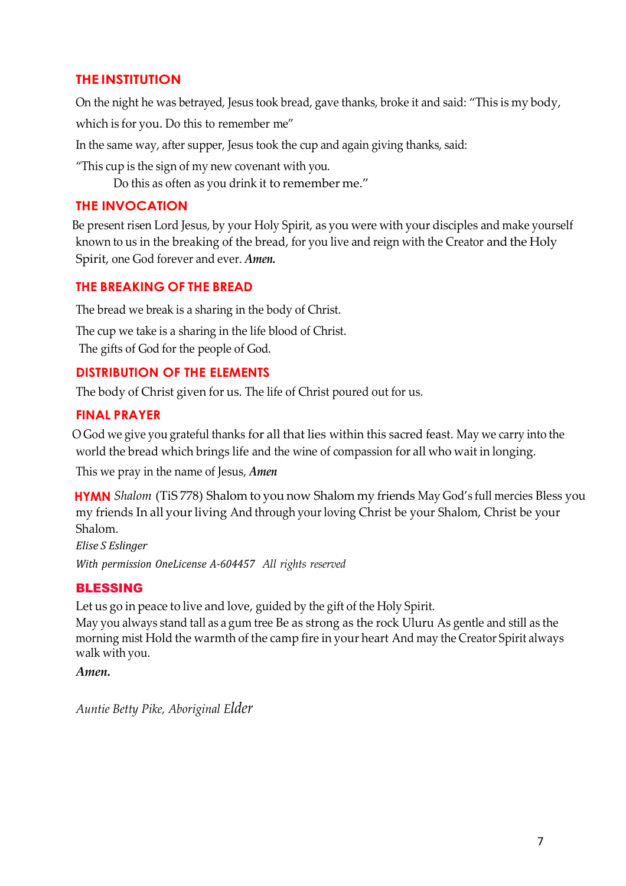## THE INSTITUTION

On the night he was betrayed, Jesus took bread, gave thanks, broke it and said: "This is my body, which is for you. Do this to remember me"

In the same way, after supper, Jesus took the cup and again giving thanks, said:

"This cup is the sign of my new covenant with you.

Do this as often as you drink it to remember me."

## THE INVOCATION

Be present risen Lord Jesus, by your Holy Spirit, as you were with your disciples and make yourself known to us in the breaking of the bread, for you live and reign with the Creator and the Holy Spirit, one God forever and ever. ***Amen.***

## THE BREAKING OF THE BREAD

The bread we break is a sharing in the body of Christ.

The cup we take is a sharing in the life blood of Christ.

The gifts of God for the people of God.

## DISTRIBUTION OF THE ELEMENTS

The body of Christ given for us. The life of Christ poured out for us.

## FINAL PRAYER

O God we give you grateful thanks for all that lies within this sacred feast. May we carry into the world the bread which brings life and the wine of compassion for all who wait in longing.

This we pray in the name of Jesus, ***Amen***

**HYMN** *Shalom* (TiS 778) Shalom to you now Shalom my friends May God's full mercies Bless you my friends In all your living And through your loving Christ be your Shalom, Christ be your Shalom.

*Elise S Eslinger*

*With permission OneLicense A-604457 All rights reserved*

## BLESSING

Let us go in peace to live and love, guided by the gift of the Holy Spirit.

May you always stand tall as a gum tree Be as strong as the rock Uluru As gentle and still as the morning mist Hold the warmth of the camp fire in your heart And may the Creator Spirit always walk with you.

***Amen.***

*Auntie Betty Pike, Aboriginal Elder*